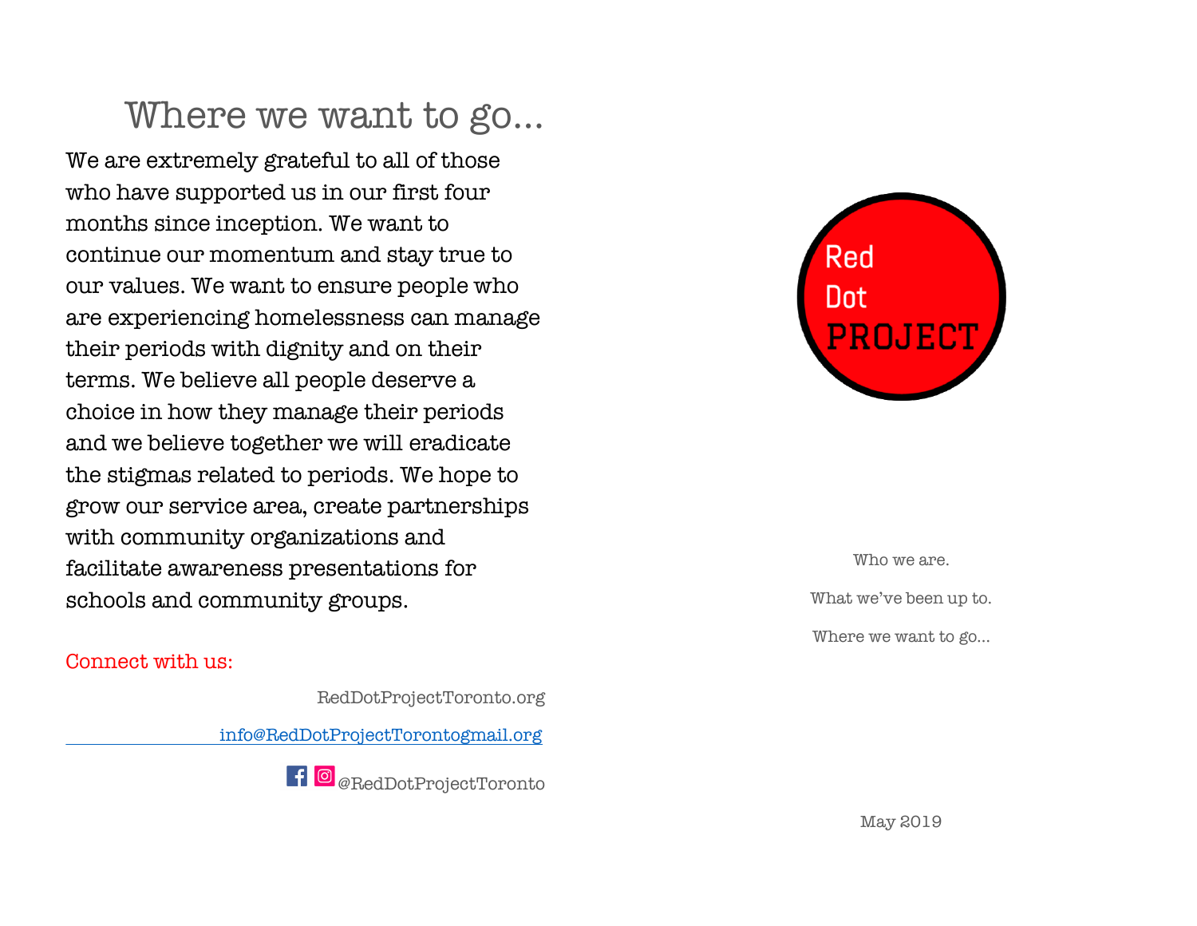# Where we want to go...

We are extremely grateful to all of those who have supported us in our first four months since inception. We want to continue our momentum and stay true to our values. We want to ensure people who are experiencing homelessness can manage their periods with dignity and on their terms. We believe all people deserve a choice in how they manage their periods and we believe together we will eradicate the stigmas related to periods. We hope to grow our service area, create partnerships with community organizations and facilitate awareness presentations for schools and community groups.

Connect with us:

RedDotProjectToronto.org

info@RedDotProjectTorontogmail.org

@RedDotProjectToronto

Red Dot PROJECT

Who we are.

What we've been up to.

Where we want to go...

May 2019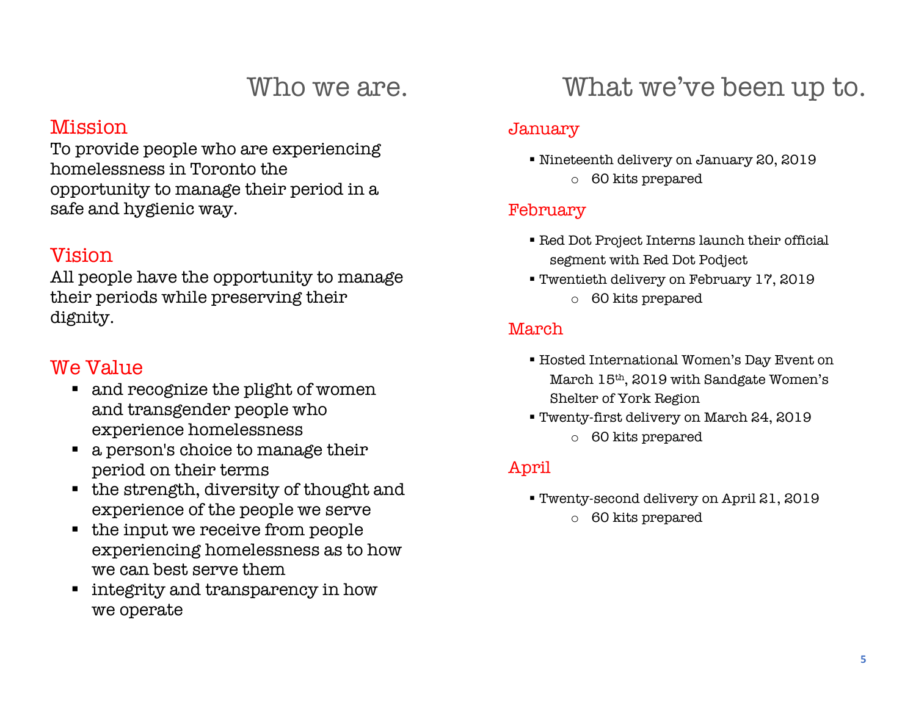# Who we are.

## Mission

To provide people who are experiencing homelessness in Toronto the opportunity to manage their period in a safe and hygienic way.

## Vision

All people have the opportunity to manage their periods while preserving their dignity.

## We Value

- and recognize the plight of women and transgender people who experience homelessness
- a person's choice to manage their period on their terms
- the strength, diversity of thought and experience of the people we serve
- the input we receive from people experiencing homelessness as to how we can best serve them
- integrity and transparency in how we operate

# What we've been up to.

## January

- Nineteenth delivery on January 20, 2019
  - 60 kits prepared

## February

- Red Dot Project Interns launch their official segment with Red Dot Podject
- Twentieth delivery on February 17, 2019
  - 60 kits prepared

## March

- Hosted International Women's Day Event on March 15th, 2019 with Sandgate Women's Shelter of York Region
- Twenty-first delivery on March 24, 2019
  - 60 kits prepared

## April

- Twenty-second delivery on April 21, 2019
  - 60 kits prepared